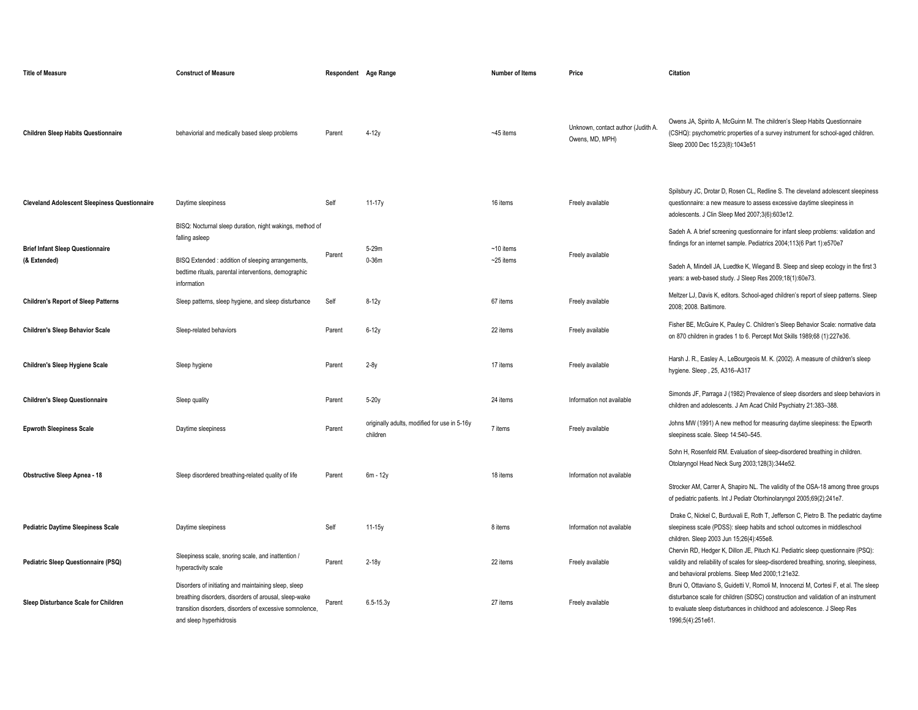| Title of Measure | Construct of Measure | Respondent | Age Range | Number of Items | Price | Citation |
|---|---|---|---|---|---|---|
| **Children Sleep Habits Questionnaire** | behaviorial and medically based sleep problems | Parent | 4-12y | ~45 items | Unknown, contact author (Judith A. Owens, MD, MPH) | Owens JA, Spirito A, McGuinn M. The children's Sleep Habits Questionnaire (CSHQ): psychometric properties of a survey instrument for school-aged children. Sleep 2000 Dec 15;23(8):1043e51 |
| **Cleveland Adolescent Sleepiness Questionnaire** | Daytime sleepiness | Self | 11-17y | 16 items | Freely available | Spilsbury JC, Drotar D, Rosen CL, Redline S. The cleveland adolescent sleepiness questionnaire: a new measure to assess excessive daytime sleepiness in adolescents. J Clin Sleep Med 2007;3(6):603e12. |
| **Brief Infant Sleep Questionnaire (& Extended)** | BISQ: Nocturnal sleep duration, night wakings, method of falling asleep<br><br>BISQ Extended : addition of sleeping arrangements, bedtime rituals, parental interventions, demographic information | Parent | 5-29m<br>0-36m | ~10 items<br>~25 items | Freely available | Sadeh A. A brief screening questionnaire for infant sleep problems: validation and findings for an internet sample. Pediatrics 2004;113(6 Part 1):e570e7<br><br>Sadeh A, Mindell JA, Luedtke K, Wiegand B. Sleep and sleep ecology in the first 3 years: a web-based study. J Sleep Res 2009;18(1):60e73. |
| **Children's Report of Sleep Patterns** | Sleep patterns, sleep hygiene, and sleep disturbance | Self | 8-12y | 67 items | Freely available | Meltzer LJ, Davis K, editors. School-aged children's report of sleep patterns. Sleep 2008; 2008. Baltimore. |
| **Children's Sleep Behavior Scale** | Sleep-related behaviors | Parent | 6-12y | 22 items | Freely available | Fisher BE, McGuire K, Pauley C. Children's Sleep Behavior Scale: normative data on 870 children in grades 1 to 6. Percept Mot Skills 1989;68 (1):227e36. |
| **Children's Sleep Hygiene Scale** | Sleep hygiene | Parent | 2-8y | 17 items | Freely available | Harsh J. R., Easley A., LeBourgeois M. K. (2002). A measure of children's sleep hygiene. Sleep , 25, A316–A317 |
| **Children's Sleep Questionnaire** | Sleep quality | Parent | 5-20y | 24 items | Information not available | Simonds JF, Parraga J (1982) Prevalence of sleep disorders and sleep behaviors in children and adolescents. J Am Acad Child Psychiatry 21:383–388. |
| **Epwroth Sleepiness Scale** | Daytime sleepiness | Parent | originally adults, modified for use in 5-16y children | 7 items | Freely available | Johns MW (1991) A new method for measuring daytime sleepiness: the Epworth sleepiness scale. Sleep 14:540–545. |
| **Obstructive Sleep Apnea - 18** | Sleep disordered breathing-related quality of life | Parent | 6m - 12y | 18 items | Information not available | Sohn H, Rosenfeld RM. Evaluation of sleep-disordered breathing in children. Otolaryngol Head Neck Surg 2003;128(3):344e52.<br><br>Strocker AM, Carrer A, Shapiro NL. The validity of the OSA-18 among three groups of pediatric patients. Int J Pediatr Otorhinolaryngol 2005;69(2):241e7. |
| **Pediatric Daytime Sleepiness Scale** | Daytime sleepiness | Self | 11-15y | 8 items | Information not available | Drake C, Nickel C, Burduvali E, Roth T, Jefferson C, Pietro B. The pediatric daytime sleepiness scale (PDSS): sleep habits and school outcomes in middleschool children. Sleep 2003 Jun 15;26(4):455e8. |
| **Pediatric Sleep Questionnaire (PSQ)** | Sleepiness scale, snoring scale, and inattention / hyperactivity scale | Parent | 2-18y | 22 items | Freely available | Chervin RD, Hedger K, Dillon JE, Pituch KJ. Pediatric sleep questionnaire (PSQ): validity and reliability of scales for sleep-disordered breathing, snoring, sleepiness, and behavioral problems. Sleep Med 2000;1:21e32. |
| **Sleep Disturbance Scale for Children** | Disorders of initiating and maintaining sleep, sleep breathing disorders, disorders of arousal, sleep-wake transition disorders, disorders of excessive somnolence, and sleep hyperhidrosis | Parent | 6.5-15.3y | 27 items | Freely available | Bruni O, Ottaviano S, Guidetti V, Romoli M, Innocenzi M, Cortesi F, et al. The sleep disturbance scale for children (SDSC) construction and validation of an instrument to evaluate sleep disturbances in childhood and adolescence. J Sleep Res 1996;5(4):251e61. |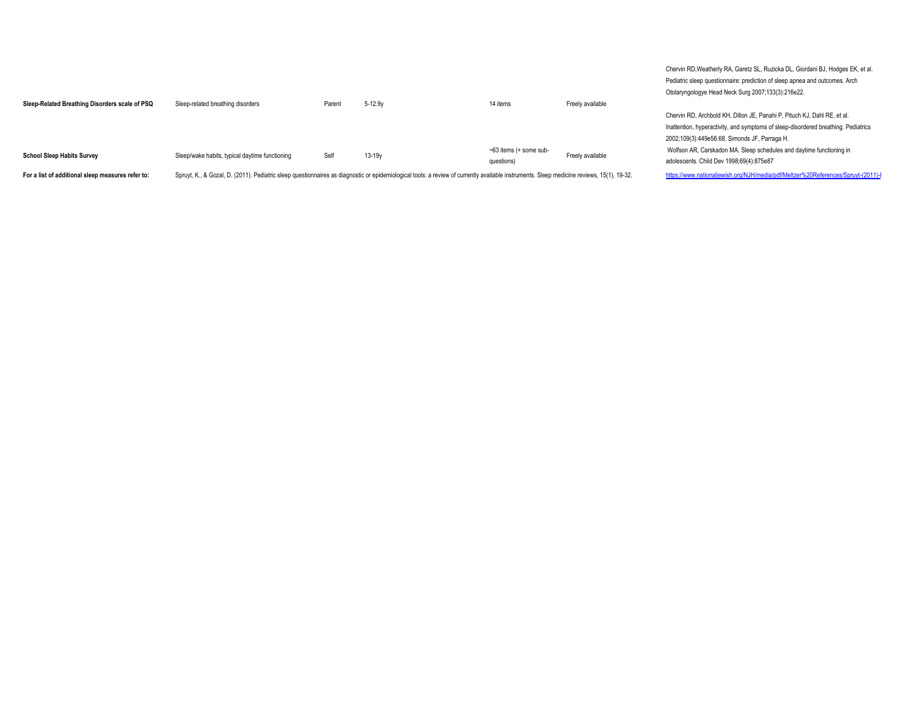| | | | | | | |
|---|---|---|---|---|---|---|
| **Sleep-Related Breathing Disorders scale of PSQ** | Sleep-related breathing disorders | Parent | 5-12.9y | 14 items | Freely available | Chervin RD,Weatherly RA, Garetz SL, Ruzicka DL, Giordani BJ, Hodges EK, et al. Pediatric sleep questionnaire: prediction of sleep apnea and outcomes. Arch Otolaryngologye Head Neck Surg 2007;133(3):216e22. Chervin RD, Archbold KH, Dillon JE, Panahi P, Pituch KJ, Dahl RE, et al. Inattention, hyperactivity, and symptoms of sleep-disordered breathing. Pediatrics 2002;109(3):449e56.68. Simonds JF, Parraga H. |
| **School Sleep Habits Survey** | Sleep/wake habits, typical daytime functioning | Self | 13-19y | ~63 items (+ some sub-questions) | Freely available | Wolfson AR, Carskadon MA. Sleep schedules and daytime functioning in adolescents. Child Dev 1998;69(4):875e87 |
| **For a list of additional sleep measures refer to:** | Spruyt, K., & Gozal, D. (2011). Pediatric sleep questionnaires as diagnostic or epidemiological tools: a review of currently available instruments. Sleep medicine reviews, 15(1), 19-32. | | | | | https://www.nationaljewish.org/NJH/media/pdf/Meltzer%20References/Spruyt-(2011)-I |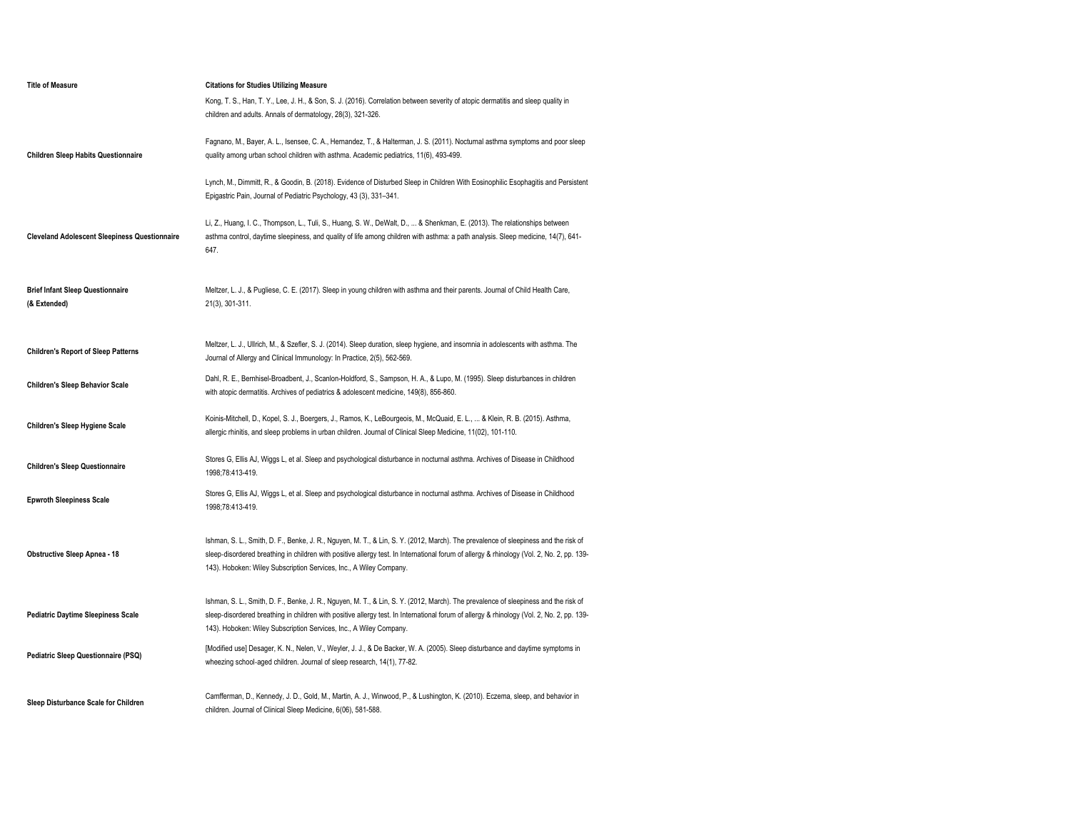| Title of Measure | Citations for Studies Utilizing Measure |
|---|---|
| Children Sleep Habits Questionnaire | Kong, T. S., Han, T. Y., Lee, J. H., & Son, S. J. (2016). Correlation between severity of atopic dermatitis and sleep quality in children and adults. Annals of dermatology, 28(3), 321-326.<br><br>Fagnano, M., Bayer, A. L., Isensee, C. A., Hernandez, T., & Halterman, J. S. (2011). Nocturnal asthma symptoms and poor sleep quality among urban school children with asthma. Academic pediatrics, 11(6), 493-499.<br><br>Lynch, M., Dimmitt, R., & Goodin, B. (2018). Evidence of Disturbed Sleep in Children With Eosinophilic Esophagitis and Persistent Epigastric Pain, Journal of Pediatric Psychology, 43 (3), 331–341. |
| Cleveland Adolescent Sleepiness Questionnaire | Li, Z., Huang, I. C., Thompson, L., Tuli, S., Huang, S. W., DeWalt, D., ... & Shenkman, E. (2013). The relationships between asthma control, daytime sleepiness, and quality of life among children with asthma: a path analysis. Sleep medicine, 14(7), 641-647. |
| Brief Infant Sleep Questionnaire (& Extended) | Meltzer, L. J., & Pugliese, C. E. (2017). Sleep in young children with asthma and their parents. Journal of Child Health Care, 21(3), 301-311. |
| Children's Report of Sleep Patterns | Meltzer, L. J., Ullrich, M., & Szefler, S. J. (2014). Sleep duration, sleep hygiene, and insomnia in adolescents with asthma. The Journal of Allergy and Clinical Immunology: In Practice, 2(5), 562-569. |
| Children's Sleep Behavior Scale | Dahl, R. E., Bernhisel-Broadbent, J., Scanlon-Holdford, S., Sampson, H. A., & Lupo, M. (1995). Sleep disturbances in children with atopic dermatitis. Archives of pediatrics & adolescent medicine, 149(8), 856-860. |
| Children's Sleep Hygiene Scale | Koinis-Mitchell, D., Kopel, S. J., Boergers, J., Ramos, K., LeBourgeois, M., McQuaid, E. L., ... & Klein, R. B. (2015). Asthma, allergic rhinitis, and sleep problems in urban children. Journal of Clinical Sleep Medicine, 11(02), 101-110. |
| Children's Sleep Questionnaire | Stores G, Ellis AJ, Wiggs L, et al. Sleep and psychological disturbance in nocturnal asthma. Archives of Disease in Childhood 1998;78:413-419. |
| Epwroth Sleepiness Scale | Stores G, Ellis AJ, Wiggs L, et al. Sleep and psychological disturbance in nocturnal asthma. Archives of Disease in Childhood 1998;78:413-419. |
| Obstructive Sleep Apnea - 18 | Ishman, S. L., Smith, D. F., Benke, J. R., Nguyen, M. T., & Lin, S. Y. (2012, March). The prevalence of sleepiness and the risk of sleep-disordered breathing in children with positive allergy test. In International forum of allergy & rhinology (Vol. 2, No. 2, pp. 139-143). Hoboken: Wiley Subscription Services, Inc., A Wiley Company. |
| Pediatric Daytime Sleepiness Scale | Ishman, S. L., Smith, D. F., Benke, J. R., Nguyen, M. T., & Lin, S. Y. (2012, March). The prevalence of sleepiness and the risk of sleep-disordered breathing in children with positive allergy test. In International forum of allergy & rhinology (Vol. 2, No. 2, pp. 139-143). Hoboken: Wiley Subscription Services, Inc., A Wiley Company. |
| Pediatric Sleep Questionnaire (PSQ) | [Modified use] Desager, K. N., Nelen, V., Weyler, J. J., & De Backer, W. A. (2005). Sleep disturbance and daytime symptoms in wheezing school-aged children. Journal of sleep research, 14(1), 77-82. |
| Sleep Disturbance Scale for Children | Camfferman, D., Kennedy, J. D., Gold, M., Martin, A. J., Winwood, P., & Lushington, K. (2010). Eczema, sleep, and behavior in children. Journal of Clinical Sleep Medicine, 6(06), 581-588. |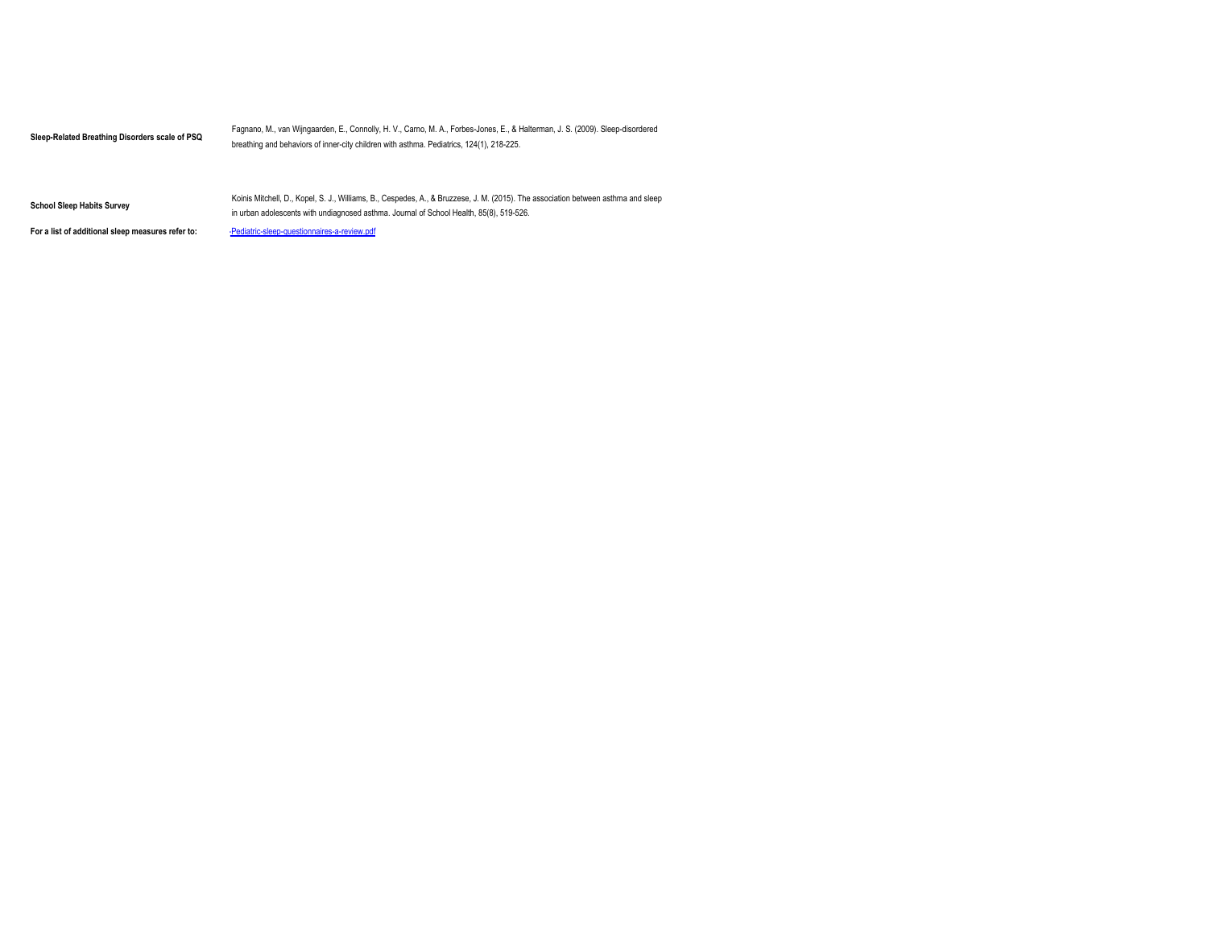| | |
|---|---|
| **Sleep-Related Breathing Disorders scale of PSQ** | Fagnano, M., van Wijngaarden, E., Connolly, H. V., Carno, M. A., Forbes-Jones, E., & Halterman, J. S. (2009). Sleep-disordered breathing and behaviors of inner-city children with asthma. Pediatrics, 124(1), 218-225. |
| **School Sleep Habits Survey** | Koinis Mitchell, D., Kopel, S. J., Williams, B., Cespedes, A., & Bruzzese, J. M. (2015). The association between asthma and sleep in urban adolescents with undiagnosed asthma. Journal of School Health, 85(8), 519-526. |
| **For a list of additional sleep measures refer to:** | -Pediatric-sleep-questionnaires-a-review.pdf |